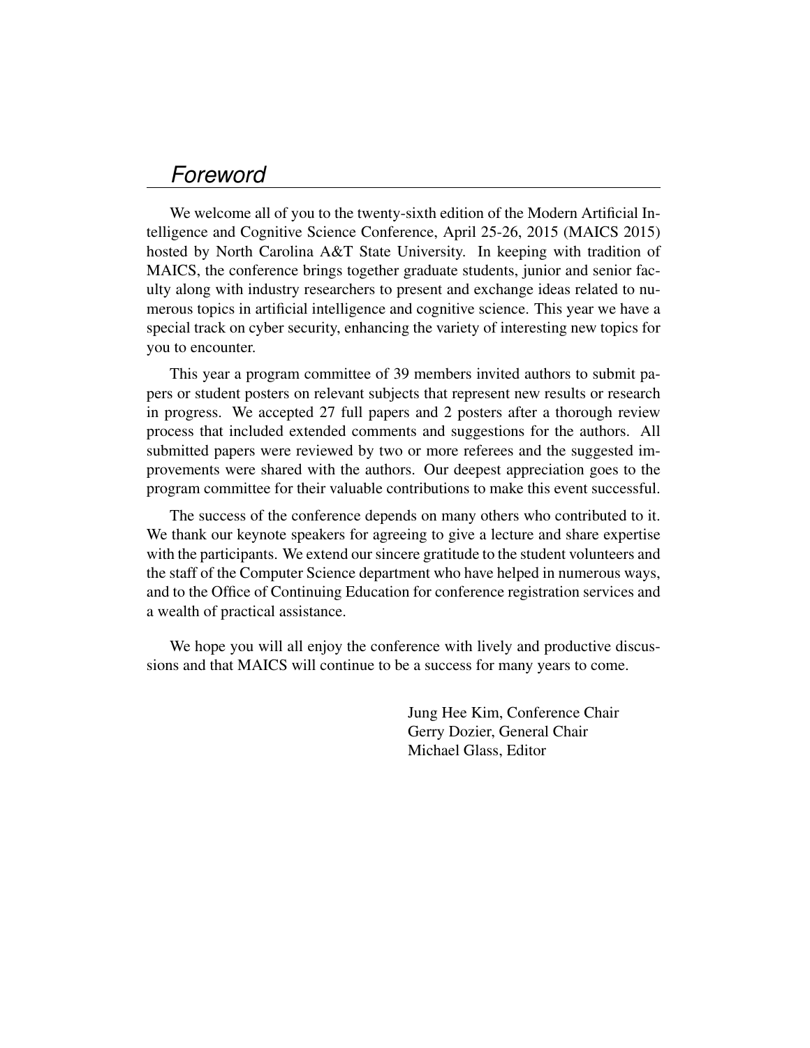# *Foreword*

We welcome all of you to the twenty-sixth edition of the Modern Artificial Intelligence and Cognitive Science Conference, April 25-26, 2015 (MAICS 2015) hosted by North Carolina A&T State University. In keeping with tradition of MAICS, the conference brings together graduate students, junior and senior faculty along with industry researchers to present and exchange ideas related to numerous topics in artificial intelligence and cognitive science. This year we have a special track on cyber security, enhancing the variety of interesting new topics for you to encounter.

This year a program committee of 39 members invited authors to submit papers or student posters on relevant subjects that represent new results or research in progress. We accepted 27 full papers and 2 posters after a thorough review process that included extended comments and suggestions for the authors. All submitted papers were reviewed by two or more referees and the suggested improvements were shared with the authors. Our deepest appreciation goes to the program committee for their valuable contributions to make this event successful.

The success of the conference depends on many others who contributed to it. We thank our keynote speakers for agreeing to give a lecture and share expertise with the participants. We extend our sincere gratitude to the student volunteers and the staff of the Computer Science department who have helped in numerous ways, and to the Office of Continuing Education for conference registration services and a wealth of practical assistance.

We hope you will all enjoy the conference with lively and productive discussions and that MAICS will continue to be a success for many years to come.

Jung Hee Kim, Conference Chair
Gerry Dozier, General Chair
Michael Glass, Editor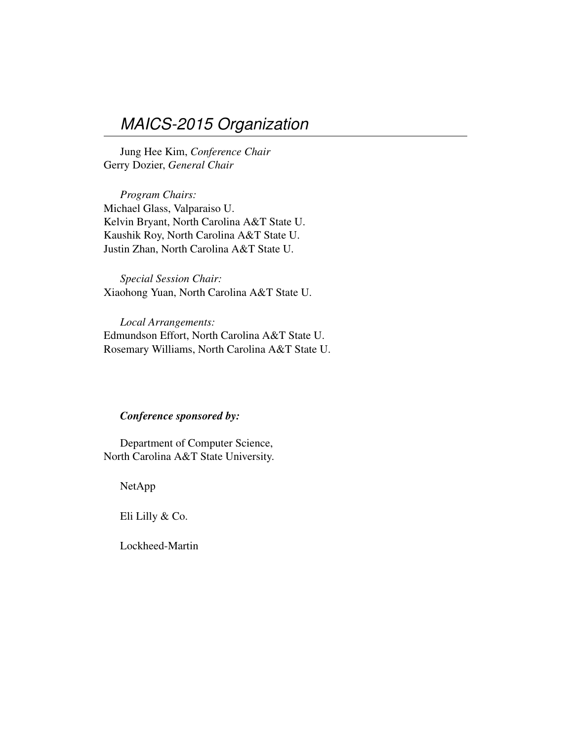# MAICS-2015 Organization

Jung Hee Kim, *Conference Chair*
Gerry Dozier, *General Chair*

*Program Chairs:*
Michael Glass, Valparaiso U.
Kelvin Bryant, North Carolina A&T State U.
Kaushik Roy, North Carolina A&T State U.
Justin Zhan, North Carolina A&T State U.

*Special Session Chair:*
Xiaohong Yuan, North Carolina A&T State U.

*Local Arrangements:*
Edmundson Effort, North Carolina A&T State U.
Rosemary Williams, North Carolina A&T State U.

***Conference sponsored by:***

Department of Computer Science,
North Carolina A&T State University.

NetApp

Eli Lilly & Co.

Lockheed-Martin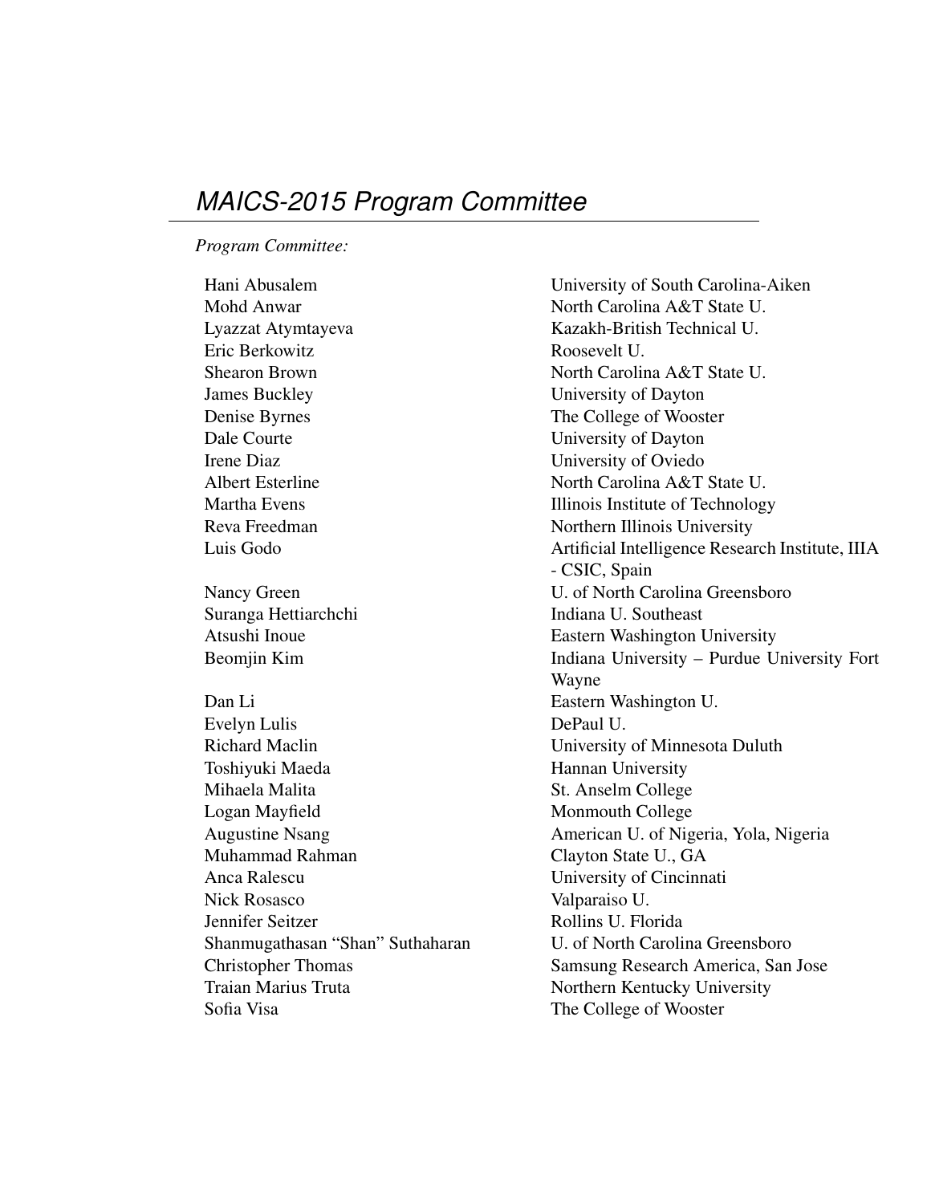# MAICS-2015 Program Committee

*Program Committee:*

| | |
|---|---|
| Hani Abusalem | University of South Carolina-Aiken |
| Mohd Anwar | North Carolina A&T State U. |
| Lyazzat Atymtayeva | Kazakh-British Technical U. |
| Eric Berkowitz | Roosevelt U. |
| Shearon Brown | North Carolina A&T State U. |
| James Buckley | University of Dayton |
| Denise Byrnes | The College of Wooster |
| Dale Courte | University of Dayton |
| Irene Diaz | University of Oviedo |
| Albert Esterline | North Carolina A&T State U. |
| Martha Evens | Illinois Institute of Technology |
| Reva Freedman | Northern Illinois University |
| Luis Godo | Artificial Intelligence Research Institute, IIIA - CSIC, Spain |
| Nancy Green | U. of North Carolina Greensboro |
| Suranga Hettiarchchi | Indiana U. Southeast |
| Atsushi Inoue | Eastern Washington University |
| Beomjin Kim | Indiana University – Purdue University Fort Wayne |
| Dan Li | Eastern Washington U. |
| Evelyn Lulis | DePaul U. |
| Richard Maclin | University of Minnesota Duluth |
| Toshiyuki Maeda | Hannan University |
| Mihaela Malita | St. Anselm College |
| Logan Mayfield | Monmouth College |
| Augustine Nsang | American U. of Nigeria, Yola, Nigeria |
| Muhammad Rahman | Clayton State U., GA |
| Anca Ralescu | University of Cincinnati |
| Nick Rosasco | Valparaiso U. |
| Jennifer Seitzer | Rollins U. Florida |
| Shanmugathasan "Shan" Suthaharan | U. of North Carolina Greensboro |
| Christopher Thomas | Samsung Research America, San Jose |
| Traian Marius Truta | Northern Kentucky University |
| Sofia Visa | The College of Wooster |